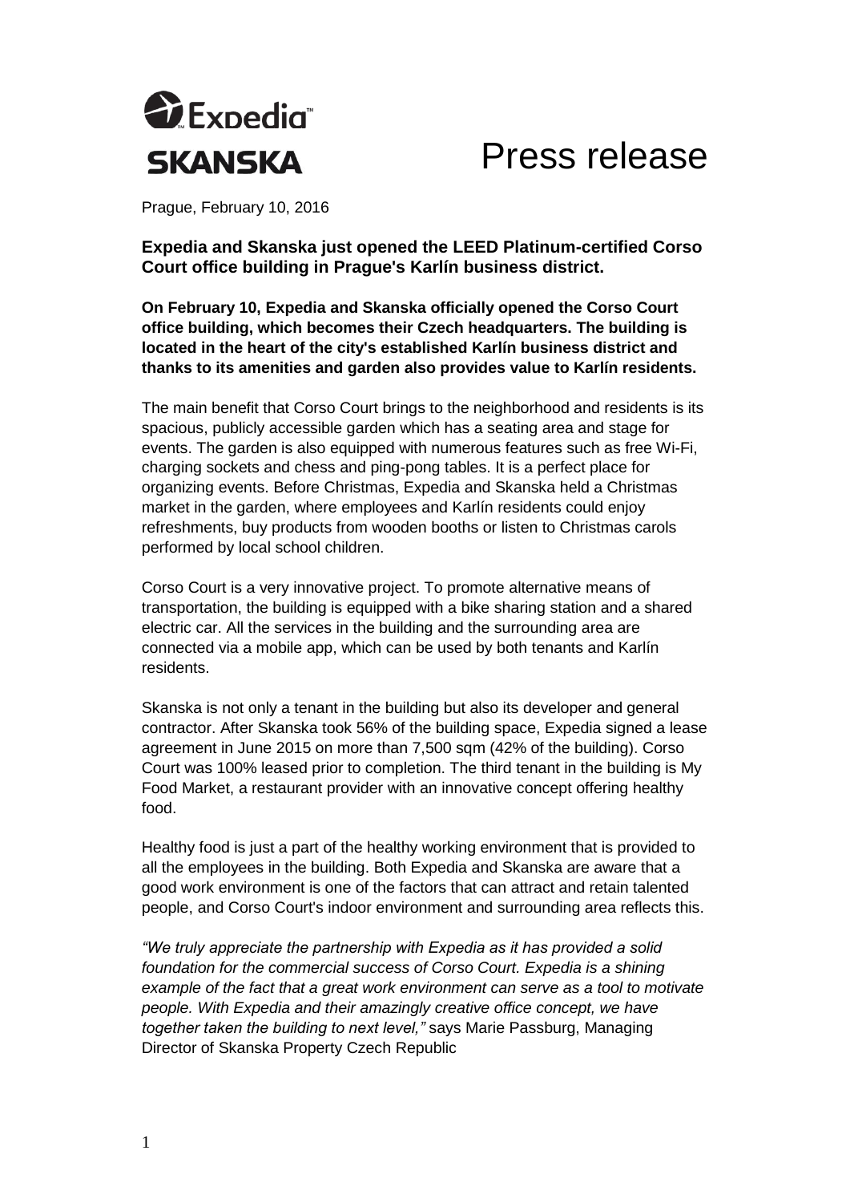Expedia
SKANSKA

# Press release

Prague, February 10, 2016

**Expedia and Skanska just opened the LEED Platinum-certified Corso Court office building in Prague's Karlín business district.**

**On February 10, Expedia and Skanska officially opened the Corso Court office building, which becomes their Czech headquarters. The building is located in the heart of the city's established Karlín business district and thanks to its amenities and garden also provides value to Karlín residents.**

The main benefit that Corso Court brings to the neighborhood and residents is its spacious, publicly accessible garden which has a seating area and stage for events. The garden is also equipped with numerous features such as free Wi-Fi, charging sockets and chess and ping-pong tables. It is a perfect place for organizing events. Before Christmas, Expedia and Skanska held a Christmas market in the garden, where employees and Karlín residents could enjoy refreshments, buy products from wooden booths or listen to Christmas carols performed by local school children.

Corso Court is a very innovative project. To promote alternative means of transportation, the building is equipped with a bike sharing station and a shared electric car. All the services in the building and the surrounding area are connected via a mobile app, which can be used by both tenants and Karlín residents.

Skanska is not only a tenant in the building but also its developer and general contractor. After Skanska took 56% of the building space, Expedia signed a lease agreement in June 2015 on more than 7,500 sqm (42% of the building). Corso Court was 100% leased prior to completion. The third tenant in the building is My Food Market, a restaurant provider with an innovative concept offering healthy food.

Healthy food is just a part of the healthy working environment that is provided to all the employees in the building. Both Expedia and Skanska are aware that a good work environment is one of the factors that can attract and retain talented people, and Corso Court's indoor environment and surrounding area reflects this.

*"We truly appreciate the partnership with Expedia as it has provided a solid foundation for the commercial success of Corso Court. Expedia is a shining example of the fact that a great work environment can serve as a tool to motivate people. With Expedia and their amazingly creative office concept, we have together taken the building to next level,"* says Marie Passburg, Managing Director of Skanska Property Czech Republic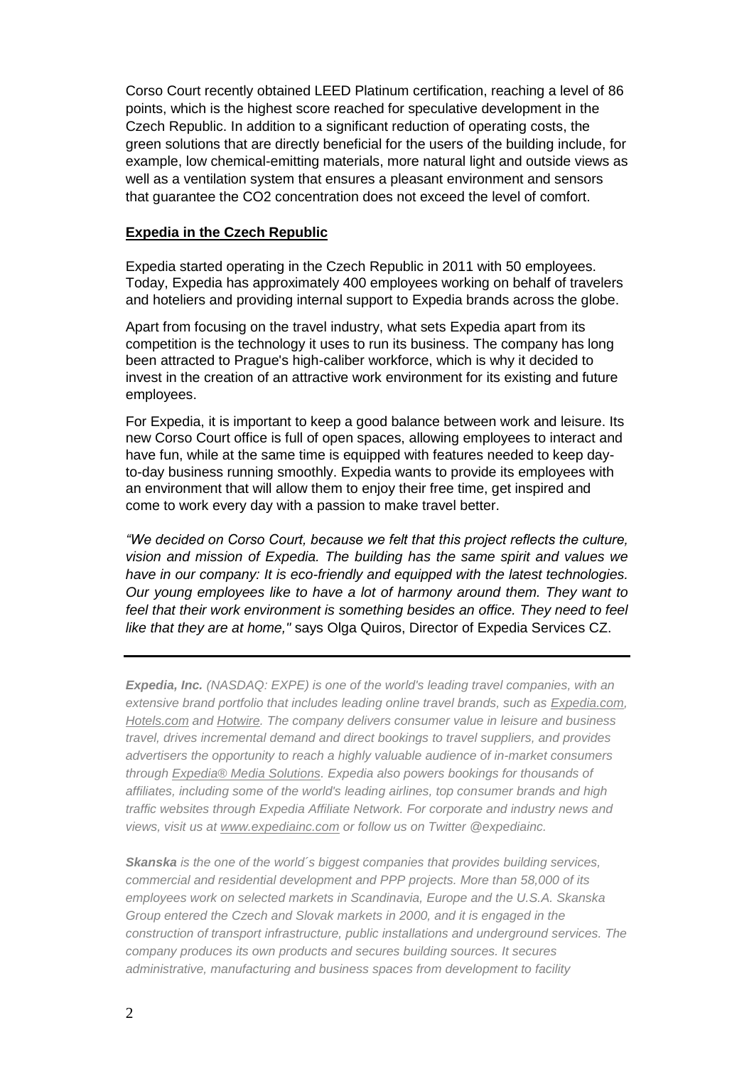Corso Court recently obtained LEED Platinum certification, reaching a level of 86 points, which is the highest score reached for speculative development in the Czech Republic. In addition to a significant reduction of operating costs, the green solutions that are directly beneficial for the users of the building include, for example, low chemical-emitting materials, more natural light and outside views as well as a ventilation system that ensures a pleasant environment and sensors that guarantee the $CO_2$ concentration does not exceed the level of comfort.

## Expedia in the Czech Republic

Expedia started operating in the Czech Republic in 2011 with 50 employees. Today, Expedia has approximately 400 employees working on behalf of travelers and hoteliers and providing internal support to Expedia brands across the globe.

Apart from focusing on the travel industry, what sets Expedia apart from its competition is the technology it uses to run its business. The company has long been attracted to Prague's high-caliber workforce, which is why it decided to invest in the creation of an attractive work environment for its existing and future employees.

For Expedia, it is important to keep a good balance between work and leisure. Its new Corso Court office is full of open spaces, allowing employees to interact and have fun, while at the same time is equipped with features needed to keep day-to-day business running smoothly. Expedia wants to provide its employees with an environment that will allow them to enjoy their free time, get inspired and come to work every day with a passion to make travel better.

*"We decided on Corso Court, because we felt that this project reflects the culture, vision and mission of Expedia. The building has the same spirit and values we have in our company: It is eco-friendly and equipped with the latest technologies. Our young employees like to have a lot of harmony around them. They want to feel that their work environment is something besides an office. They need to feel like that they are at home,"* says Olga Quiros, Director of Expedia Services CZ.

---

***Expedia, Inc.*** *(NASDAQ: EXPE) is one of the world's leading travel companies, with an extensive brand portfolio that includes leading online travel brands, such as Expedia.com, Hotels.com and Hotwire. The company delivers consumer value in leisure and business travel, drives incremental demand and direct bookings to travel suppliers, and provides advertisers the opportunity to reach a highly valuable audience of in-market consumers through Expedia® Media Solutions. Expedia also powers bookings for thousands of affiliates, including some of the world's leading airlines, top consumer brands and high traffic websites through Expedia Affiliate Network. For corporate and industry news and views, visit us at www.expediainc.com or follow us on Twitter @expediainc.*

***Skanska*** *is the one of the world´s biggest companies that provides building services, commercial and residential development and PPP projects. More than 58,000 of its employees work on selected markets in Scandinavia, Europe and the U.S.A. Skanska Group entered the Czech and Slovak markets in 2000, and it is engaged in the construction of transport infrastructure, public installations and underground services. The company produces its own products and secures building sources. It secures administrative, manufacturing and business spaces from development to facility*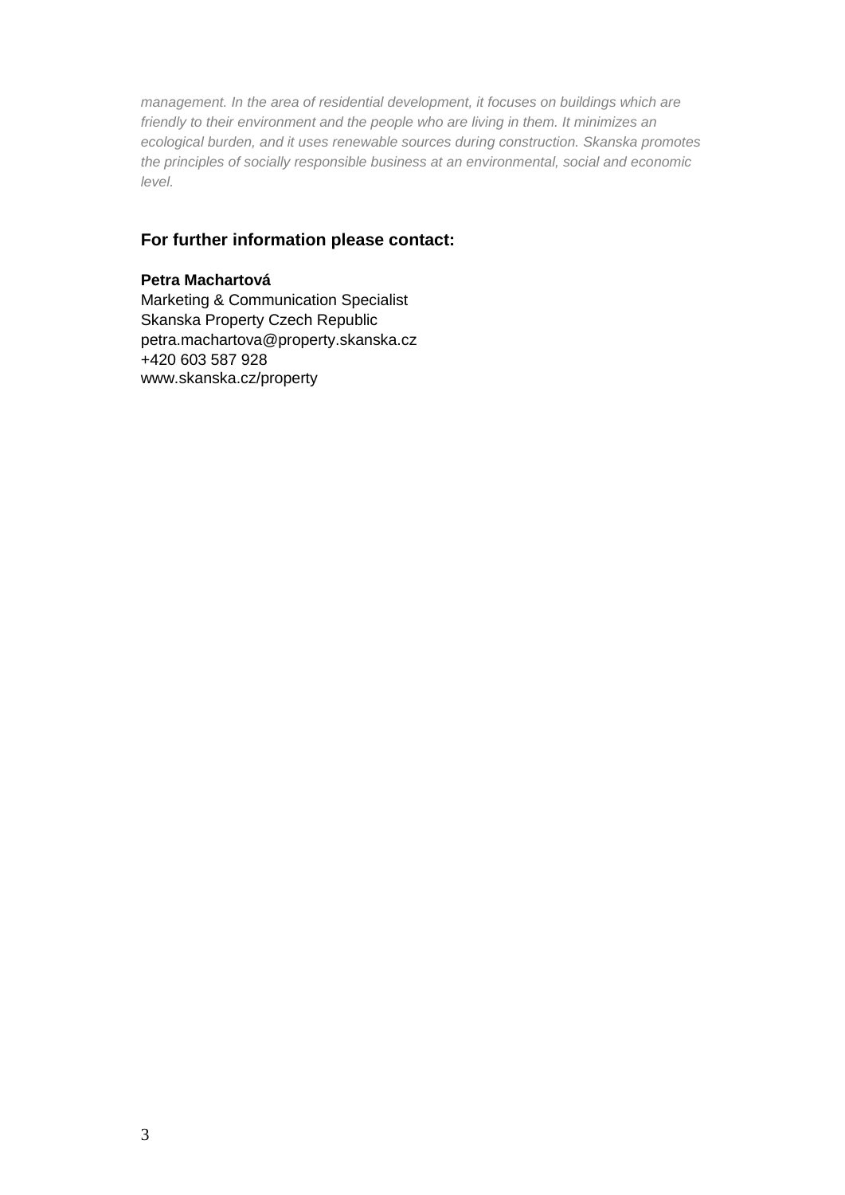*management. In the area of residential development, it focuses on buildings which are friendly to their environment and the people who are living in them. It minimizes an ecological burden, and it uses renewable sources during construction. Skanska promotes the principles of socially responsible business at an environmental, social and economic level.*

## For further information please contact:

**Petra Machartová**
Marketing & Communication Specialist
Skanska Property Czech Republic
petra.machartova@property.skanska.cz
+420 603 587 928
www.skanska.cz/property